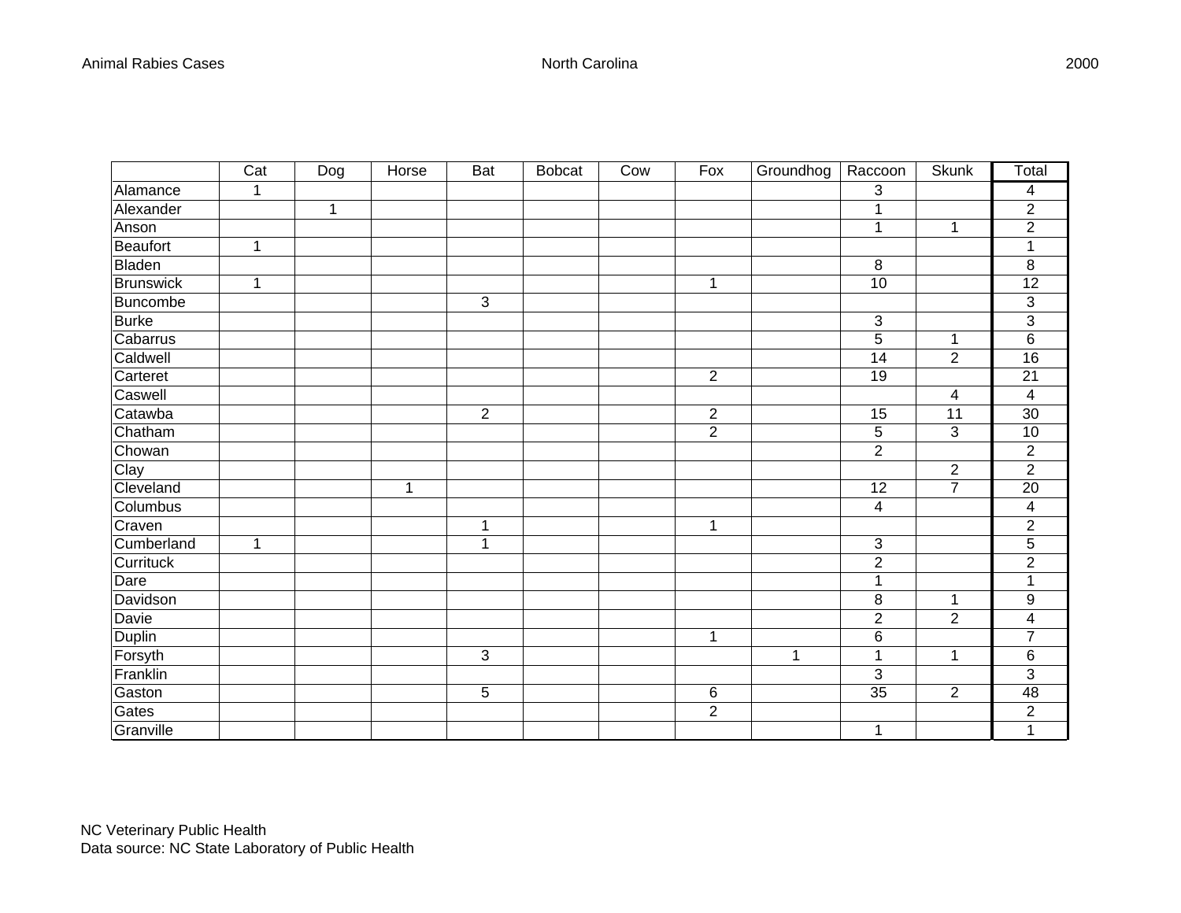Animal Rabies Cases North Carolina 2000

| | Cat | Dog | Horse | Bat | Bobcat | Cow | Fox | Groundhog | Raccoon | Skunk | Total |
|---|---|---|---|---|---|---|---|---|---|---|---|
| Alamance | 1 | | | | | | | | 3 | | 4 |
| Alexander | | 1 | | | | | | | 1 | | 2 |
| Anson | | | | | | | | | 1 | 1 | 2 |
| Beaufort | 1 | | | | | | | | | | 1 |
| Bladen | | | | | | | | | 8 | | 8 |
| Brunswick | 1 | | | | | | 1 | | 10 | | 12 |
| Buncombe | | | | 3 | | | | | | | 3 |
| Burke | | | | | | | | | 3 | | 3 |
| Cabarrus | | | | | | | | | 5 | 1 | 6 |
| Caldwell | | | | | | | | | 14 | 2 | 16 |
| Carteret | | | | | | | 2 | | 19 | | 21 |
| Caswell | | | | | | | | | | 4 | 4 |
| Catawba | | | | 2 | | | 2 | | 15 | 11 | 30 |
| Chatham | | | | | | | 2 | | 5 | 3 | 10 |
| Chowan | | | | | | | | | 2 | | 2 |
| Clay | | | | | | | | | | 2 | 2 |
| Cleveland | | | 1 | | | | | | 12 | 7 | 20 |
| Columbus | | | | | | | | | 4 | | 4 |
| Craven | | | | 1 | | | 1 | | | | 2 |
| Cumberland | 1 | | | 1 | | | | | 3 | | 5 |
| Currituck | | | | | | | | | 2 | | 2 |
| Dare | | | | | | | | | 1 | | 1 |
| Davidson | | | | | | | | | 8 | 1 | 9 |
| Davie | | | | | | | | | 2 | 2 | 4 |
| Duplin | | | | | | | 1 | | 6 | | 7 |
| Forsyth | | | | 3 | | | | 1 | 1 | 1 | 6 |
| Franklin | | | | | | | | | 3 | | 3 |
| Gaston | | | | 5 | | | 6 | | 35 | 2 | 48 |
| Gates | | | | | | | 2 | | | | 2 |
| Granville | | | | | | | | | 1 | | 1 |

NC Veterinary Public Health
Data source: NC State Laboratory of Public Health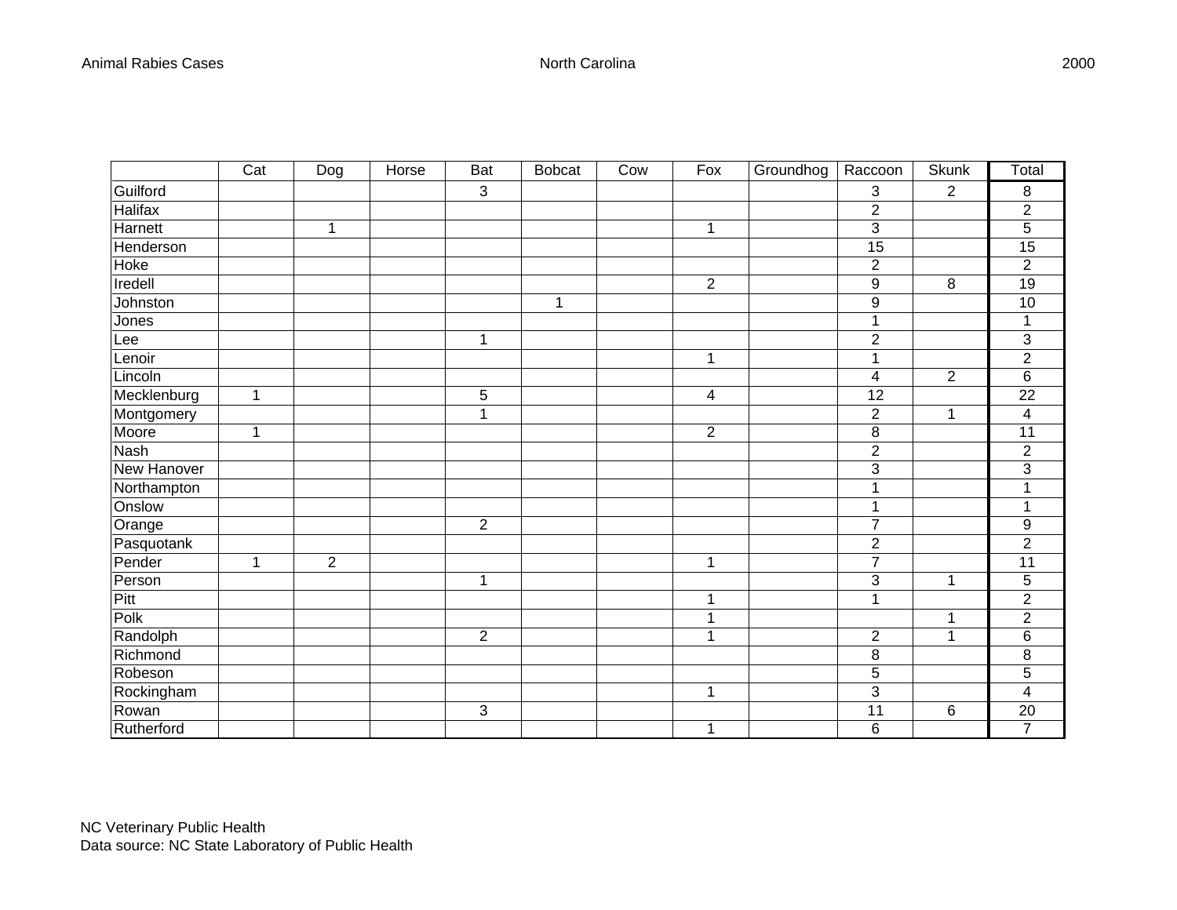| | Cat | Dog | Horse | Bat | Bobcat | Cow | Fox | Groundhog | Raccoon | Skunk | Total |
|---|---|---|---|---|---|---|---|---|---|---|---|
| Guilford | | | | 3 | | | | | 3 | 2 | 8 |
| Halifax | | | | | | | | | 2 | | 2 |
| Harnett | | 1 | | | | | 1 | | 3 | | 5 |
| Henderson | | | | | | | | | 15 | | 15 |
| Hoke | | | | | | | | | 2 | | 2 |
| Iredell | | | | | | | 2 | | 9 | 8 | 19 |
| Johnston | | | | | 1 | | | | 9 | | 10 |
| Jones | | | | | | | | | 1 | | 1 |
| Lee | | | | 1 | | | | | 2 | | 3 |
| Lenoir | | | | | | | 1 | | 1 | | 2 |
| Lincoln | | | | | | | | | 4 | 2 | 6 |
| Mecklenburg | 1 | | | 5 | | | 4 | | 12 | | 22 |
| Montgomery | | | | 1 | | | | | 2 | 1 | 4 |
| Moore | 1 | | | | | | 2 | | 8 | | 11 |
| Nash | | | | | | | | | 2 | | 2 |
| New Hanover | | | | | | | | | 3 | | 3 |
| Northampton | | | | | | | | | 1 | | 1 |
| Onslow | | | | | | | | | 1 | | 1 |
| Orange | | | | 2 | | | | | 7 | | 9 |
| Pasquotank | | | | | | | | | 2 | | 2 |
| Pender | 1 | 2 | | | | | 1 | | 7 | | 11 |
| Person | | | | 1 | | | | | 3 | 1 | 5 |
| Pitt | | | | | | | 1 | | 1 | | 2 |
| Polk | | | | | | | 1 | | | 1 | 2 |
| Randolph | | | | 2 | | | 1 | | 2 | 1 | 6 |
| Richmond | | | | | | | | | 8 | | 8 |
| Robeson | | | | | | | | | 5 | | 5 |
| Rockingham | | | | | | | 1 | | 3 | | 4 |
| Rowan | | | | 3 | | | | | 11 | 6 | 20 |
| Rutherford | | | | | | | 1 | | 6 | | 7 |

NC Veterinary Public Health
Data source: NC State Laboratory of Public Health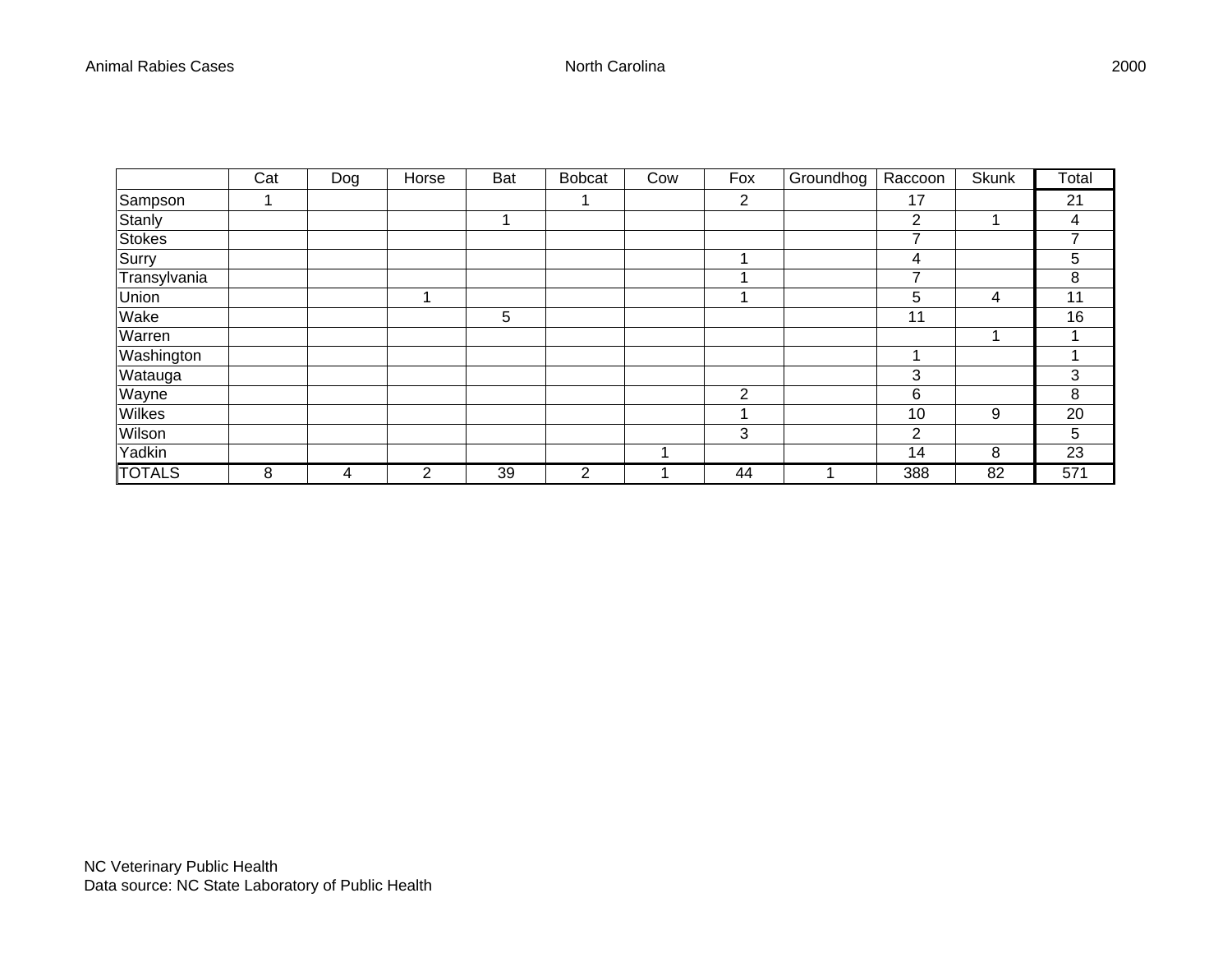| | Cat | Dog | Horse | Bat | Bobcat | Cow | Fox | Groundhog | Raccoon | Skunk | Total |
|---|---|---|---|---|---|---|---|---|---|---|---|
| Sampson | 1 | | | | 1 | | 2 | | 17 | | 21 |
| Stanly | | | | 1 | | | | | 2 | 1 | 4 |
| Stokes | | | | | | | | | 7 | | 7 |
| Surry | | | | | | | 1 | | 4 | | 5 |
| Transylvania | | | | | | | 1 | | 7 | | 8 |
| Union | | | 1 | | | | 1 | | 5 | 4 | 11 |
| Wake | | | | 5 | | | | | 11 | | 16 |
| Warren | | | | | | | | | | 1 | 1 |
| Washington | | | | | | | | | 1 | | 1 |
| Watauga | | | | | | | | | 3 | | 3 |
| Wayne | | | | | | | 2 | | 6 | | 8 |
| Wilkes | | | | | | | 1 | | 10 | 9 | 20 |
| Wilson | | | | | | | 3 | | 2 | | 5 |
| Yadkin | | | | | | 1 | | | 14 | 8 | 23 |
| TOTALS | 8 | 4 | 2 | 39 | 2 | 1 | 44 | 1 | 388 | 82 | 571 |

NC Veterinary Public Health
Data source: NC State Laboratory of Public Health